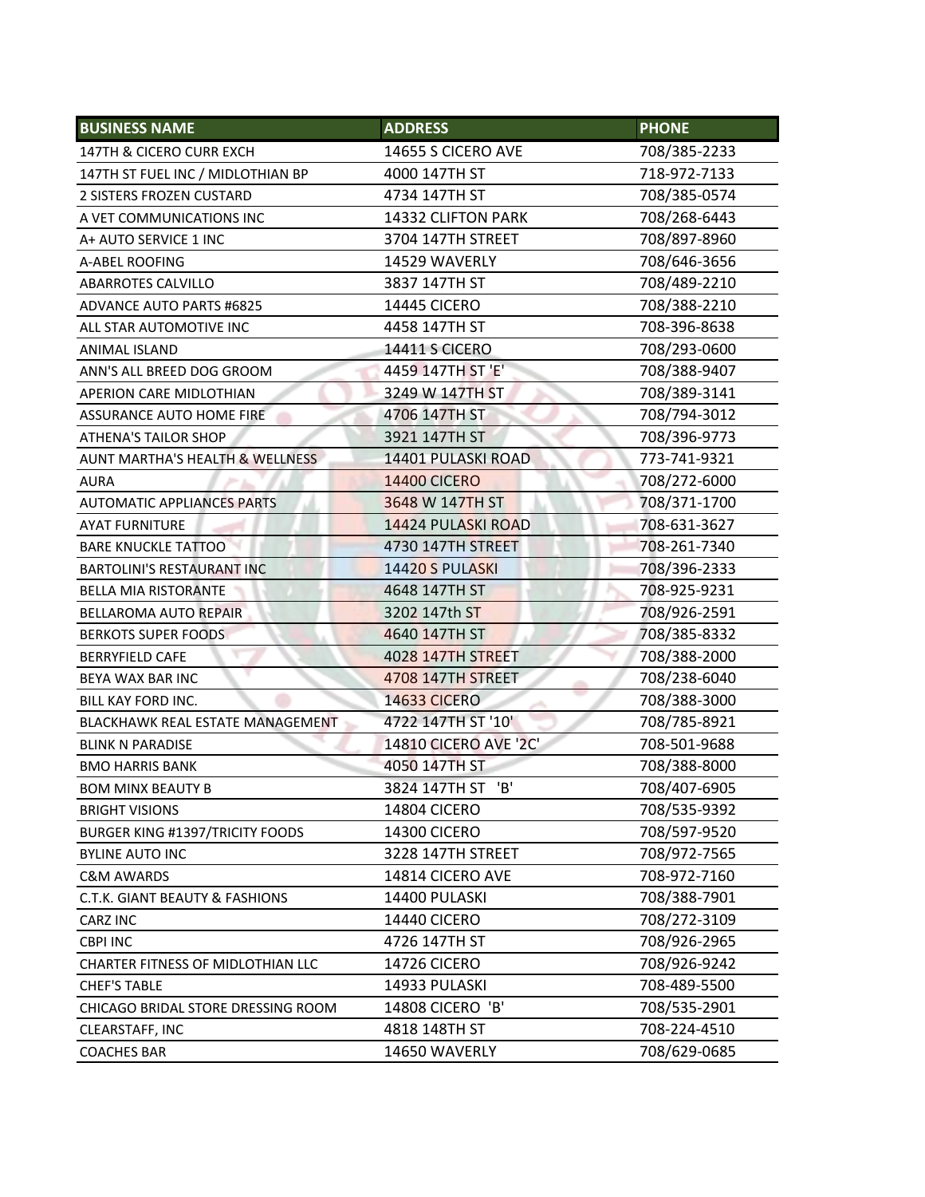| BUSINESS NAME | ADDRESS | PHONE |
| --- | --- | --- |
| 147TH & CICERO CURR EXCH | 14655 S CICERO AVE | 708/385-2233 |
| 147TH ST FUEL INC / MIDLOTHIAN BP | 4000 147TH ST | 718-972-7133 |
| 2 SISTERS FROZEN CUSTARD | 4734 147TH ST | 708/385-0574 |
| A VET COMMUNICATIONS INC | 14332 CLIFTON PARK | 708/268-6443 |
| A+ AUTO SERVICE 1 INC | 3704 147TH STREET | 708/897-8960 |
| A-ABEL ROOFING | 14529 WAVERLY | 708/646-3656 |
| ABARROTES CALVILLO | 3837 147TH ST | 708/489-2210 |
| ADVANCE AUTO PARTS #6825 | 14445 CICERO | 708/388-2210 |
| ALL STAR AUTOMOTIVE INC | 4458 147TH ST | 708-396-8638 |
| ANIMAL ISLAND | 14411 S CICERO | 708/293-0600 |
| ANN'S ALL BREED DOG GROOM | 4459 147TH ST 'E' | 708/388-9407 |
| APERION CARE MIDLOTHIAN | 3249 W 147TH ST | 708/389-3141 |
| ASSURANCE AUTO HOME FIRE | 4706 147TH ST | 708/794-3012 |
| ATHENA'S TAILOR SHOP | 3921 147TH ST | 708/396-9773 |
| AUNT MARTHA'S HEALTH & WELLNESS | 14401 PULASKI ROAD | 773-741-9321 |
| AURA | 14400 CICERO | 708/272-6000 |
| AUTOMATIC APPLIANCES PARTS | 3648 W 147TH ST | 708/371-1700 |
| AYAT FURNITURE | 14424 PULASKI ROAD | 708-631-3627 |
| BARE KNUCKLE TATTOO | 4730 147TH STREET | 708-261-7340 |
| BARTOLINI'S RESTAURANT INC | 14420 S PULASKI | 708/396-2333 |
| BELLA MIA RISTORANTE | 4648 147TH ST | 708-925-9231 |
| BELLAROMA AUTO REPAIR | 3202 147th ST | 708/926-2591 |
| BERKOTS SUPER FOODS | 4640 147TH ST | 708/385-8332 |
| BERRYFIELD CAFE | 4028 147TH STREET | 708/388-2000 |
| BEYA WAX BAR INC | 4708 147TH STREET | 708/238-6040 |
| BILL KAY FORD INC. | 14633 CICERO | 708/388-3000 |
| BLACKHAWK REAL ESTATE MANAGEMENT | 4722 147TH ST '10' | 708/785-8921 |
| BLINK N PARADISE | 14810 CICERO AVE '2C' | 708-501-9688 |
| BMO HARRIS BANK | 4050 147TH ST | 708/388-8000 |
| BOM MINX BEAUTY B | 3824 147TH ST 'B' | 708/407-6905 |
| BRIGHT VISIONS | 14804 CICERO | 708/535-9392 |
| BURGER KING #1397/TRICITY FOODS | 14300 CICERO | 708/597-9520 |
| BYLINE AUTO INC | 3228 147TH STREET | 708/972-7565 |
| C&M AWARDS | 14814 CICERO AVE | 708-972-7160 |
| C.T.K. GIANT BEAUTY & FASHIONS | 14400 PULASKI | 708/388-7901 |
| CARZ INC | 14440 CICERO | 708/272-3109 |
| CBPI INC | 4726 147TH ST | 708/926-2965 |
| CHARTER FITNESS OF MIDLOTHIAN LLC | 14726 CICERO | 708/926-9242 |
| CHEF'S TABLE | 14933 PULASKI | 708-489-5500 |
| CHICAGO BRIDAL STORE DRESSING ROOM | 14808 CICERO 'B' | 708/535-2901 |
| CLEARSTAFF, INC | 4818 148TH ST | 708-224-4510 |
| COACHES BAR | 14650 WAVERLY | 708/629-0685 |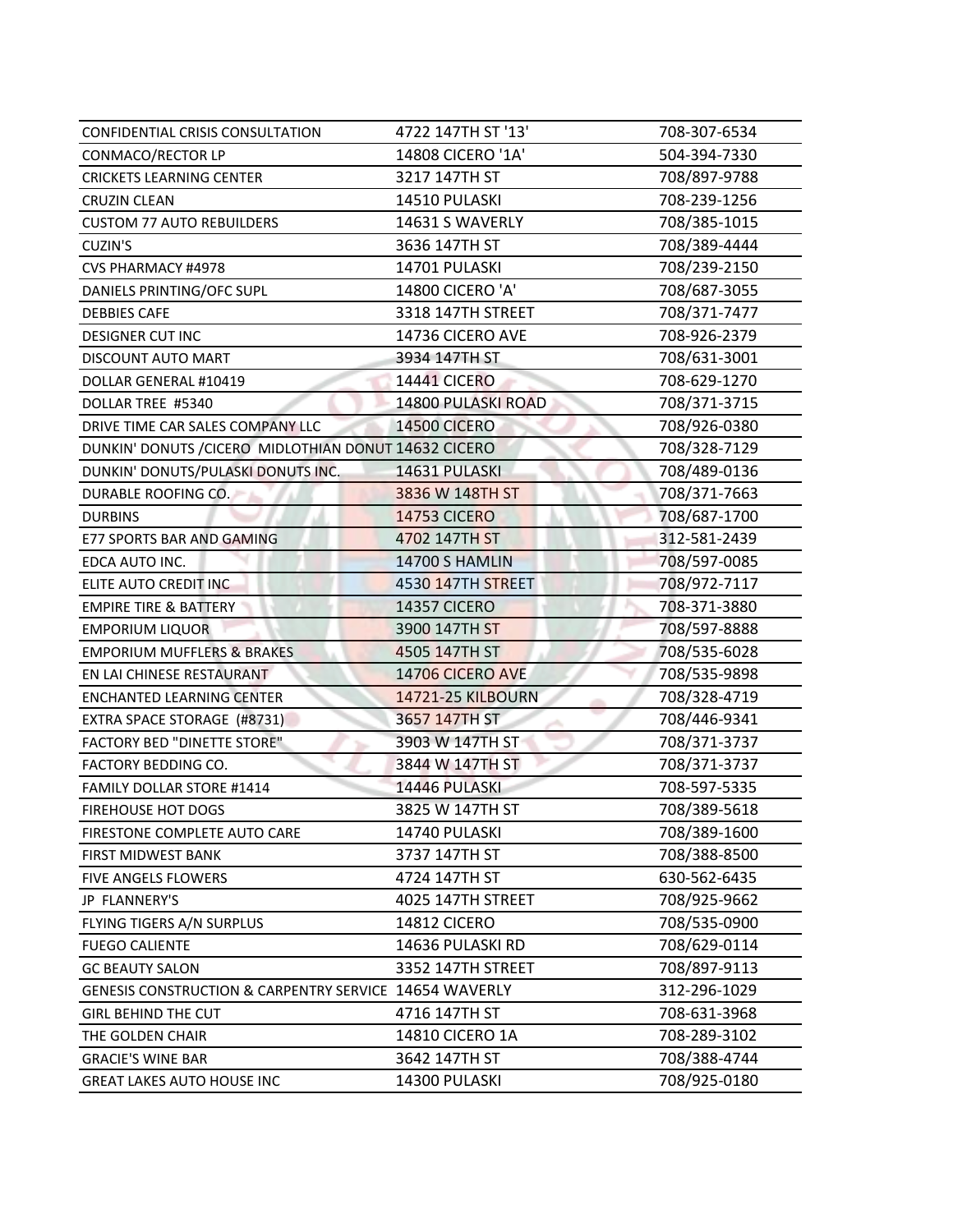| | | |
|---|---|---|
| CONFIDENTIAL CRISIS CONSULTATION | 4722 147TH ST '13' | 708-307-6534 |
| CONMACO/RECTOR LP | 14808 CICERO '1A' | 504-394-7330 |
| CRICKETS LEARNING CENTER | 3217 147TH ST | 708/897-9788 |
| CRUZIN CLEAN | 14510 PULASKI | 708-239-1256 |
| CUSTOM 77 AUTO REBUILDERS | 14631 S WAVERLY | 708/385-1015 |
| CUZIN'S | 3636 147TH ST | 708/389-4444 |
| CVS PHARMACY #4978 | 14701 PULASKI | 708/239-2150 |
| DANIELS PRINTING/OFC SUPL | 14800 CICERO 'A' | 708/687-3055 |
| DEBBIES CAFE | 3318 147TH STREET | 708/371-7477 |
| DESIGNER CUT INC | 14736 CICERO AVE | 708-926-2379 |
| DISCOUNT AUTO MART | 3934 147TH ST | 708/631-3001 |
| DOLLAR GENERAL #10419 | 14441 CICERO | 708-629-1270 |
| DOLLAR TREE #5340 | 14800 PULASKI ROAD | 708/371-3715 |
| DRIVE TIME CAR SALES COMPANY LLC | 14500 CICERO | 708/926-0380 |
| DUNKIN' DONUTS /CICERO MIDLOTHIAN DONUT | 14632 CICERO | 708/328-7129 |
| DUNKIN' DONUTS/PULASKI DONUTS INC. | 14631 PULASKI | 708/489-0136 |
| DURABLE ROOFING CO. | 3836 W 148TH ST | 708/371-7663 |
| DURBINS | 14753 CICERO | 708/687-1700 |
| E77 SPORTS BAR AND GAMING | 4702 147TH ST | 312-581-2439 |
| EDCA AUTO INC. | 14700 S HAMLIN | 708/597-0085 |
| ELITE AUTO CREDIT INC | 4530 147TH STREET | 708/972-7117 |
| EMPIRE TIRE & BATTERY | 14357 CICERO | 708-371-3880 |
| EMPORIUM LIQUOR | 3900 147TH ST | 708/597-8888 |
| EMPORIUM MUFFLERS & BRAKES | 4505 147TH ST | 708/535-6028 |
| EN LAI CHINESE RESTAURANT | 14706 CICERO AVE | 708/535-9898 |
| ENCHANTED LEARNING CENTER | 14721-25 KILBOURN | 708/328-4719 |
| EXTRA SPACE STORAGE (#8731) | 3657 147TH ST | 708/446-9341 |
| FACTORY BED "DINETTE STORE" | 3903 W 147TH ST | 708/371-3737 |
| FACTORY BEDDING CO. | 3844 W 147TH ST | 708/371-3737 |
| FAMILY DOLLAR STORE #1414 | 14446 PULASKI | 708-597-5335 |
| FIREHOUSE HOT DOGS | 3825 W 147TH ST | 708/389-5618 |
| FIRESTONE COMPLETE AUTO CARE | 14740 PULASKI | 708/389-1600 |
| FIRST MIDWEST BANK | 3737 147TH ST | 708/388-8500 |
| FIVE ANGELS FLOWERS | 4724 147TH ST | 630-562-6435 |
| JP FLANNERY'S | 4025 147TH STREET | 708/925-9662 |
| FLYING TIGERS A/N SURPLUS | 14812 CICERO | 708/535-0900 |
| FUEGO CALIENTE | 14636 PULASKI RD | 708/629-0114 |
| GC BEAUTY SALON | 3352 147TH STREET | 708/897-9113 |
| GENESIS CONSTRUCTION & CARPENTRY SERVICE | 14654 WAVERLY | 312-296-1029 |
| GIRL BEHIND THE CUT | 4716 147TH ST | 708-631-3968 |
| THE GOLDEN CHAIR | 14810 CICERO 1A | 708-289-3102 |
| GRACIE'S WINE BAR | 3642 147TH ST | 708/388-4744 |
| GREAT LAKES AUTO HOUSE INC | 14300 PULASKI | 708/925-0180 |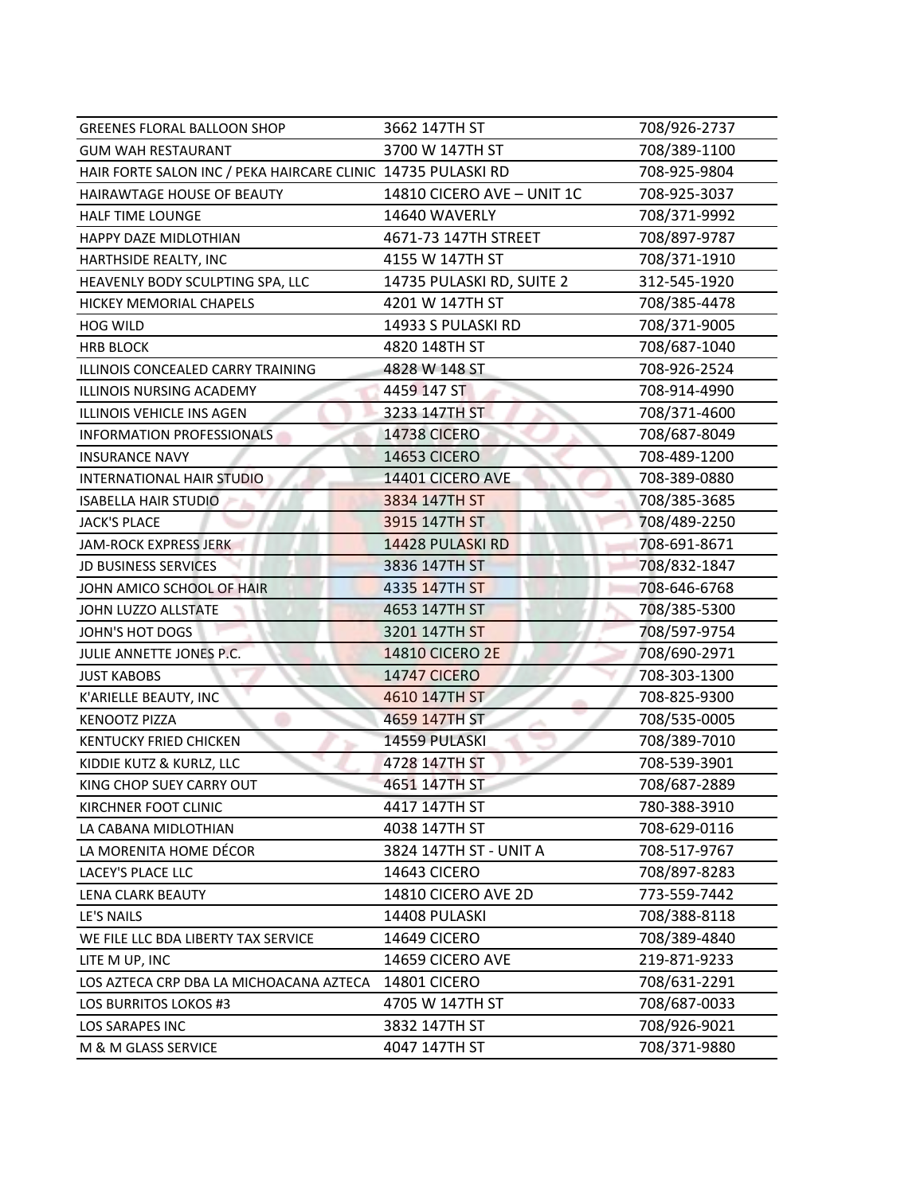| | | |
|---|---|---|
| GREENES FLORAL BALLOON SHOP | 3662 147TH ST | 708/926-2737 |
| GUM WAH RESTAURANT | 3700 W 147TH ST | 708/389-1100 |
| HAIR FORTE SALON INC / PEKA HAIRCARE CLINIC | 14735 PULASKI RD | 708-925-9804 |
| HAIRAWTAGE HOUSE OF BEAUTY | 14810 CICERO AVE – UNIT 1C | 708-925-3037 |
| HALF TIME LOUNGE | 14640 WAVERLY | 708/371-9992 |
| HAPPY DAZE MIDLOTHIAN | 4671-73 147TH STREET | 708/897-9787 |
| HARTHSIDE REALTY, INC | 4155 W 147TH ST | 708/371-1910 |
| HEAVENLY BODY SCULPTING SPA, LLC | 14735 PULASKI RD, SUITE 2 | 312-545-1920 |
| HICKEY MEMORIAL CHAPELS | 4201 W 147TH ST | 708/385-4478 |
| HOG WILD | 14933 S PULASKI RD | 708/371-9005 |
| HRB BLOCK | 4820 148TH ST | 708/687-1040 |
| ILLINOIS CONCEALED CARRY TRAINING | 4828 W 148 ST | 708-926-2524 |
| ILLINOIS NURSING ACADEMY | 4459 147 ST | 708-914-4990 |
| ILLINOIS VEHICLE INS AGEN | 3233 147TH ST | 708/371-4600 |
| INFORMATION PROFESSIONALS | 14738 CICERO | 708/687-8049 |
| INSURANCE NAVY | 14653 CICERO | 708-489-1200 |
| INTERNATIONAL HAIR STUDIO | 14401 CICERO AVE | 708-389-0880 |
| ISABELLA HAIR STUDIO | 3834 147TH ST | 708/385-3685 |
| JACK'S PLACE | 3915 147TH ST | 708/489-2250 |
| JAM-ROCK EXPRESS JERK | 14428 PULASKI RD | 708-691-8671 |
| JD BUSINESS SERVICES | 3836 147TH ST | 708/832-1847 |
| JOHN AMICO SCHOOL OF HAIR | 4335 147TH ST | 708-646-6768 |
| JOHN LUZZO ALLSTATE | 4653 147TH ST | 708/385-5300 |
| JOHN'S HOT DOGS | 3201 147TH ST | 708/597-9754 |
| JULIE ANNETTE JONES P.C. | 14810 CICERO 2E | 708/690-2971 |
| JUST KABOBS | 14747 CICERO | 708-303-1300 |
| K'ARIELLE BEAUTY, INC | 4610 147TH ST | 708-825-9300 |
| KENOOTZ PIZZA | 4659 147TH ST | 708/535-0005 |
| KENTUCKY FRIED CHICKEN | 14559 PULASKI | 708/389-7010 |
| KIDDIE KUTZ & KURLZ, LLC | 4728 147TH ST | 708-539-3901 |
| KING CHOP SUEY CARRY OUT | 4651 147TH ST | 708/687-2889 |
| KIRCHNER FOOT CLINIC | 4417 147TH ST | 780-388-3910 |
| LA CABANA MIDLOTHIAN | 4038 147TH ST | 708-629-0116 |
| LA MORENITA HOME DÉCOR | 3824 147TH ST - UNIT A | 708-517-9767 |
| LACEY'S PLACE LLC | 14643 CICERO | 708/897-8283 |
| LENA CLARK BEAUTY | 14810 CICERO AVE 2D | 773-559-7442 |
| LE'S NAILS | 14408 PULASKI | 708/388-8118 |
| WE FILE LLC BDA LIBERTY TAX SERVICE | 14649 CICERO | 708/389-4840 |
| LITE M UP, INC | 14659 CICERO AVE | 219-871-9233 |
| LOS AZTECA CRP DBA LA MICHOACANA AZTECA | 14801 CICERO | 708/631-2291 |
| LOS BURRITOS LOKOS #3 | 4705 W 147TH ST | 708/687-0033 |
| LOS SARAPES INC | 3832 147TH ST | 708/926-9021 |
| M & M GLASS SERVICE | 4047 147TH ST | 708/371-9880 |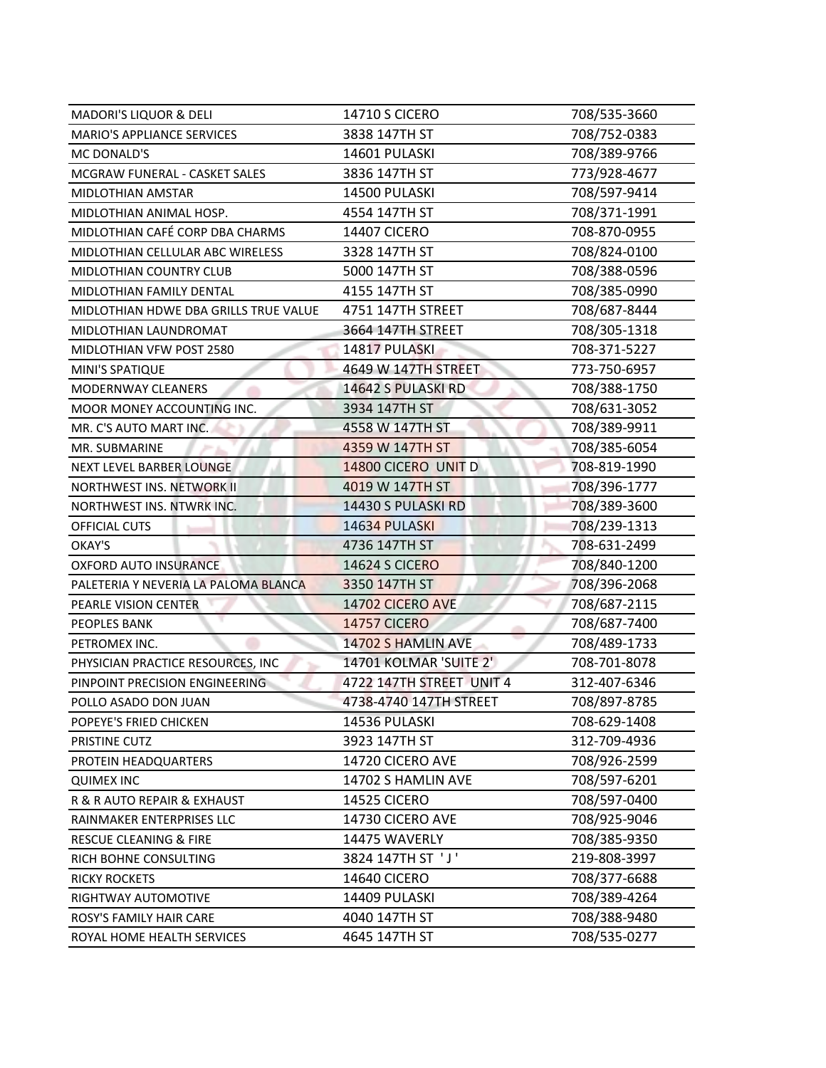| | | |
|---|---|---|
| MADORI'S LIQUOR & DELI | 14710 S CICERO | 708/535-3660 |
| MARIO'S APPLIANCE SERVICES | 3838 147TH ST | 708/752-0383 |
| MC DONALD'S | 14601 PULASKI | 708/389-9766 |
| MCGRAW FUNERAL - CASKET SALES | 3836 147TH ST | 773/928-4677 |
| MIDLOTHIAN AMSTAR | 14500 PULASKI | 708/597-9414 |
| MIDLOTHIAN ANIMAL HOSP. | 4554 147TH ST | 708/371-1991 |
| MIDLOTHIAN CAFÉ CORP DBA CHARMS | 14407 CICERO | 708-870-0955 |
| MIDLOTHIAN CELLULAR ABC WIRELESS | 3328 147TH ST | 708/824-0100 |
| MIDLOTHIAN COUNTRY CLUB | 5000 147TH ST | 708/388-0596 |
| MIDLOTHIAN FAMILY DENTAL | 4155 147TH ST | 708/385-0990 |
| MIDLOTHIAN HDWE DBA GRILLS TRUE VALUE | 4751 147TH STREET | 708/687-8444 |
| MIDLOTHIAN LAUNDROMAT | 3664 147TH STREET | 708/305-1318 |
| MIDLOTHIAN VFW POST 2580 | 14817 PULASKI | 708-371-5227 |
| MINI'S SPATIQUE | 4649 W 147TH STREET | 773-750-6957 |
| MODERNWAY CLEANERS | 14642 S PULASKI RD | 708/388-1750 |
| MOOR MONEY ACCOUNTING INC. | 3934 147TH ST | 708/631-3052 |
| MR. C'S AUTO MART INC. | 4558 W 147TH ST | 708/389-9911 |
| MR. SUBMARINE | 4359 W 147TH ST | 708/385-6054 |
| NEXT LEVEL BARBER LOUNGE | 14800 CICERO UNIT D | 708-819-1990 |
| NORTHWEST INS. NETWORK II | 4019 W 147TH ST | 708/396-1777 |
| NORTHWEST INS. NTWRK INC. | 14430 S PULASKI RD | 708/389-3600 |
| OFFICIAL CUTS | 14634 PULASKI | 708/239-1313 |
| OKAY'S | 4736 147TH ST | 708-631-2499 |
| OXFORD AUTO INSURANCE | 14624 S CICERO | 708/840-1200 |
| PALETERIA Y NEVERIA LA PALOMA BLANCA | 3350 147TH ST | 708/396-2068 |
| PEARLE VISION CENTER | 14702 CICERO AVE | 708/687-2115 |
| PEOPLES BANK | 14757 CICERO | 708/687-7400 |
| PETROMEX INC. | 14702 S HAMLIN AVE | 708/489-1733 |
| PHYSICIAN PRACTICE RESOURCES, INC | 14701 KOLMAR 'SUITE 2' | 708-701-8078 |
| PINPOINT PRECISION ENGINEERING | 4722 147TH STREET UNIT 4 | 312-407-6346 |
| POLLO ASADO DON JUAN | 4738-4740 147TH STREET | 708/897-8785 |
| POPEYE'S FRIED CHICKEN | 14536 PULASKI | 708-629-1408 |
| PRISTINE CUTZ | 3923 147TH ST | 312-709-4936 |
| PROTEIN HEADQUARTERS | 14720 CICERO AVE | 708/926-2599 |
| QUIMEX INC | 14702 S HAMLIN AVE | 708/597-6201 |
| R & R AUTO REPAIR & EXHAUST | 14525 CICERO | 708/597-0400 |
| RAINMAKER ENTERPRISES LLC | 14730 CICERO AVE | 708/925-9046 |
| RESCUE CLEANING & FIRE | 14475 WAVERLY | 708/385-9350 |
| RICH BOHNE CONSULTING | 3824 147TH ST ' J ' | 219-808-3997 |
| RICKY ROCKETS | 14640 CICERO | 708/377-6688 |
| RIGHTWAY AUTOMOTIVE | 14409 PULASKI | 708/389-4264 |
| ROSY'S FAMILY HAIR CARE | 4040 147TH ST | 708/388-9480 |
| ROYAL HOME HEALTH SERVICES | 4645 147TH ST | 708/535-0277 |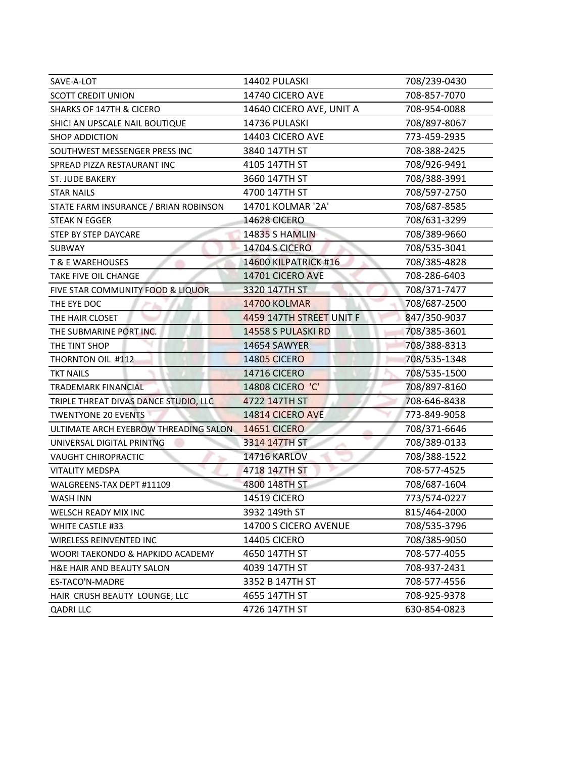| | | |
|---|---|---|
| SAVE-A-LOT | 14402 PULASKI | 708/239-0430 |
| SCOTT CREDIT UNION | 14740 CICERO AVE | 708-857-7070 |
| SHARKS OF 147TH & CICERO | 14640 CICERO AVE, UNIT A | 708-954-0088 |
| SHIC! AN UPSCALE NAIL BOUTIQUE | 14736 PULASKI | 708/897-8067 |
| SHOP ADDICTION | 14403 CICERO AVE | 773-459-2935 |
| SOUTHWEST MESSENGER PRESS INC | 3840 147TH ST | 708-388-2425 |
| SPREAD PIZZA RESTAURANT INC | 4105 147TH ST | 708/926-9491 |
| ST. JUDE BAKERY | 3660 147TH ST | 708/388-3991 |
| STAR NAILS | 4700 147TH ST | 708/597-2750 |
| STATE FARM INSURANCE / BRIAN ROBINSON | 14701 KOLMAR '2A' | 708/687-8585 |
| STEAK N EGGER | 14628 CICERO | 708/631-3299 |
| STEP BY STEP DAYCARE | 14835 S HAMLIN | 708/389-9660 |
| SUBWAY | 14704 S CICERO | 708/535-3041 |
| T & E WAREHOUSES | 14600 KILPATRICK #16 | 708/385-4828 |
| TAKE FIVE OIL CHANGE | 14701 CICERO AVE | 708-286-6403 |
| FIVE STAR COMMUNITY FOOD & LIQUOR | 3320 147TH ST | 708/371-7477 |
| THE EYE DOC | 14700 KOLMAR | 708/687-2500 |
| THE HAIR CLOSET | 4459 147TH STREET UNIT F | 847/350-9037 |
| THE SUBMARINE PORT INC. | 14558 S PULASKI RD | 708/385-3601 |
| THE TINT SHOP | 14654 SAWYER | 708/388-8313 |
| THORNTON OIL #112 | 14805 CICERO | 708/535-1348 |
| TKT NAILS | 14716 CICERO | 708/535-1500 |
| TRADEMARK FINANCIAL | 14808 CICERO 'C' | 708/897-8160 |
| TRIPLE THREAT DIVAS DANCE STUDIO, LLC | 4722 147TH ST | 708-646-8438 |
| TWENTYONE 20 EVENTS | 14814 CICERO AVE | 773-849-9058 |
| ULTIMATE ARCH EYEBROW THREADING SALON | 14651 CICERO | 708/371-6646 |
| UNIVERSAL DIGITAL PRINTNG | 3314 147TH ST | 708/389-0133 |
| VAUGHT CHIROPRACTIC | 14716 KARLOV | 708/388-1522 |
| VITALITY MEDSPA | 4718 147TH ST | 708-577-4525 |
| WALGREENS-TAX DEPT #11109 | 4800 148TH ST | 708/687-1604 |
| WASH INN | 14519 CICERO | 773/574-0227 |
| WELSCH READY MIX INC | 3932 149th ST | 815/464-2000 |
| WHITE CASTLE #33 | 14700 S CICERO AVENUE | 708/535-3796 |
| WIRELESS REINVENTED INC | 14405 CICERO | 708/385-9050 |
| WOORI TAEKONDO & HAPKIDO ACADEMY | 4650 147TH ST | 708-577-4055 |
| H&E HAIR AND BEAUTY SALON | 4039 147TH ST | 708-937-2431 |
| ES-TACO'N-MADRE | 3352 B 147TH ST | 708-577-4556 |
| HAIR CRUSH BEAUTY LOUNGE, LLC | 4655 147TH ST | 708-925-9378 |
| QADRI LLC | 4726 147TH ST | 630-854-0823 |